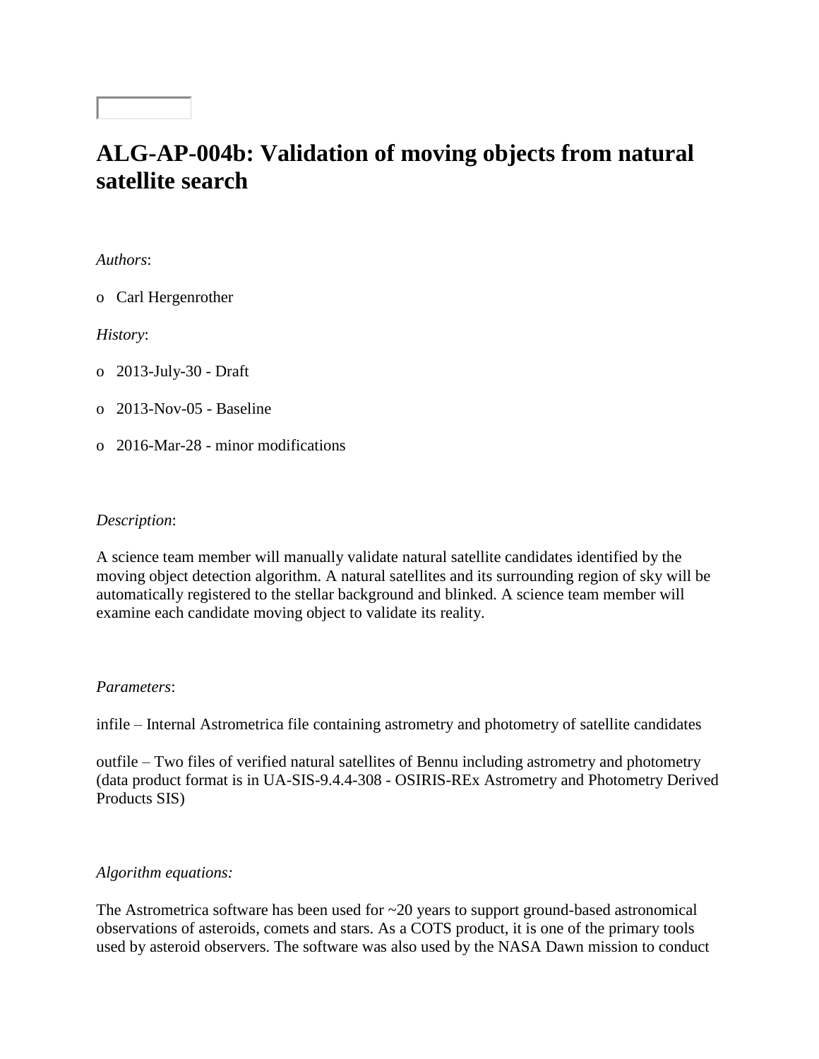# ALG-AP-004b: Validation of moving objects from natural satellite search

*Authors*:

- Carl Hergenrother

*History*:

- 2013-July-30 - Draft
- 2013-Nov-05 - Baseline
- 2016-Mar-28 - minor modifications

*Description*:

A science team member will manually validate natural satellite candidates identified by the moving object detection algorithm. A natural satellites and its surrounding region of sky will be automatically registered to the stellar background and blinked. A science team member will examine each candidate moving object to validate its reality.

*Parameters*:

infile – Internal Astrometrica file containing astrometry and photometry of satellite candidates

outfile – Two files of verified natural satellites of Bennu including astrometry and photometry (data product format is in UA-SIS-9.4.4-308 - OSIRIS-REx Astrometry and Photometry Derived Products SIS)

*Algorithm equations:*

The Astrometrica software has been used for ~20 years to support ground-based astronomical observations of asteroids, comets and stars. As a COTS product, it is one of the primary tools used by asteroid observers. The software was also used by the NASA Dawn mission to conduct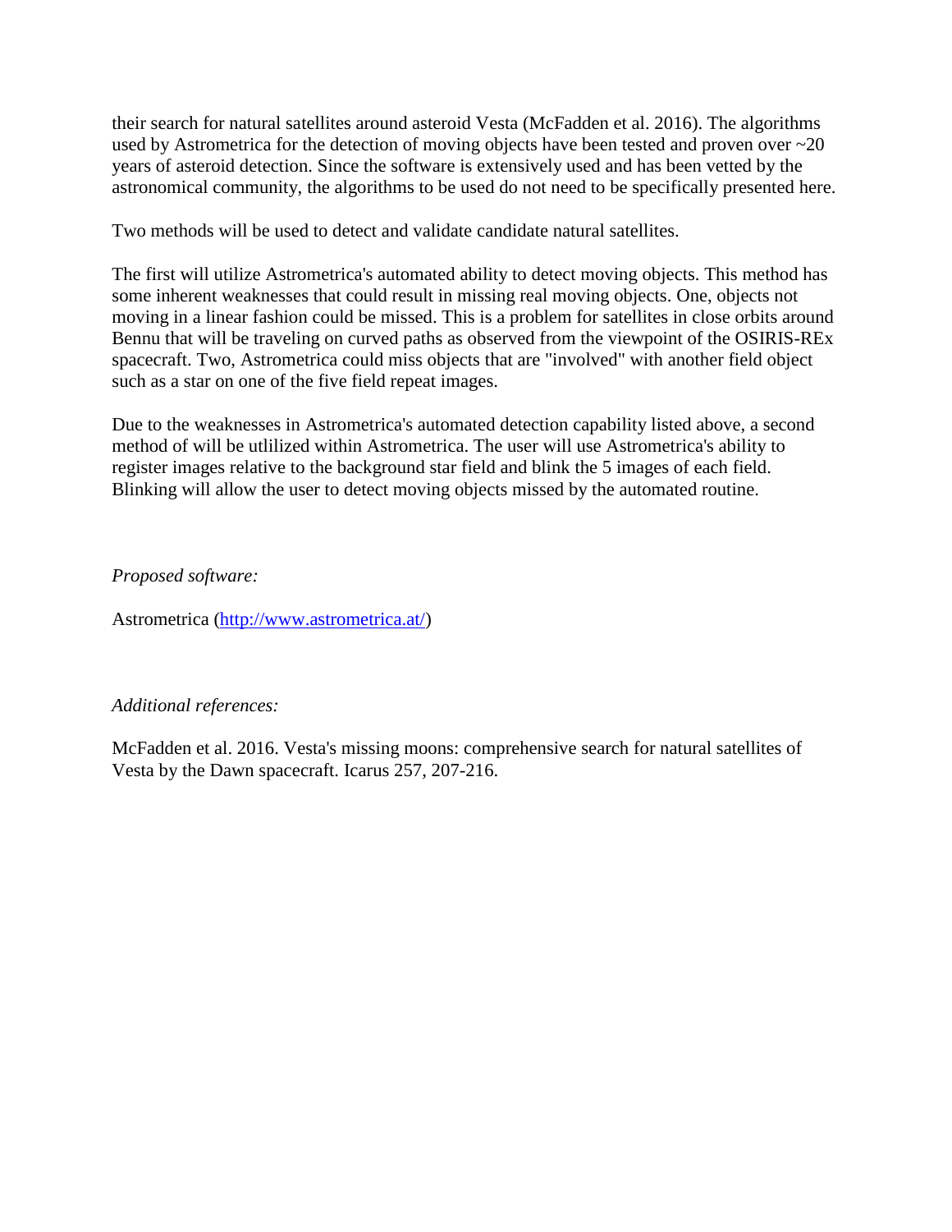their search for natural satellites around asteroid Vesta (McFadden et al. 2016). The algorithms used by Astrometrica for the detection of moving objects have been tested and proven over ~20 years of asteroid detection. Since the software is extensively used and has been vetted by the astronomical community, the algorithms to be used do not need to be specifically presented here.

Two methods will be used to detect and validate candidate natural satellites.

The first will utilize Astrometrica's automated ability to detect moving objects. This method has some inherent weaknesses that could result in missing real moving objects. One, objects not moving in a linear fashion could be missed. This is a problem for satellites in close orbits around Bennu that will be traveling on curved paths as observed from the viewpoint of the OSIRIS-REx spacecraft. Two, Astrometrica could miss objects that are "involved" with another field object such as a star on one of the five field repeat images.

Due to the weaknesses in Astrometrica's automated detection capability listed above, a second method of will be utlilized within Astrometrica. The user will use Astrometrica's ability to register images relative to the background star field and blink the 5 images of each field. Blinking will allow the user to detect moving objects missed by the automated routine.

*Proposed software:*

Astrometrica (http://www.astrometrica.at/)

*Additional references:*

McFadden et al. 2016. Vesta's missing moons: comprehensive search for natural satellites of Vesta by the Dawn spacecraft. Icarus 257, 207-216.